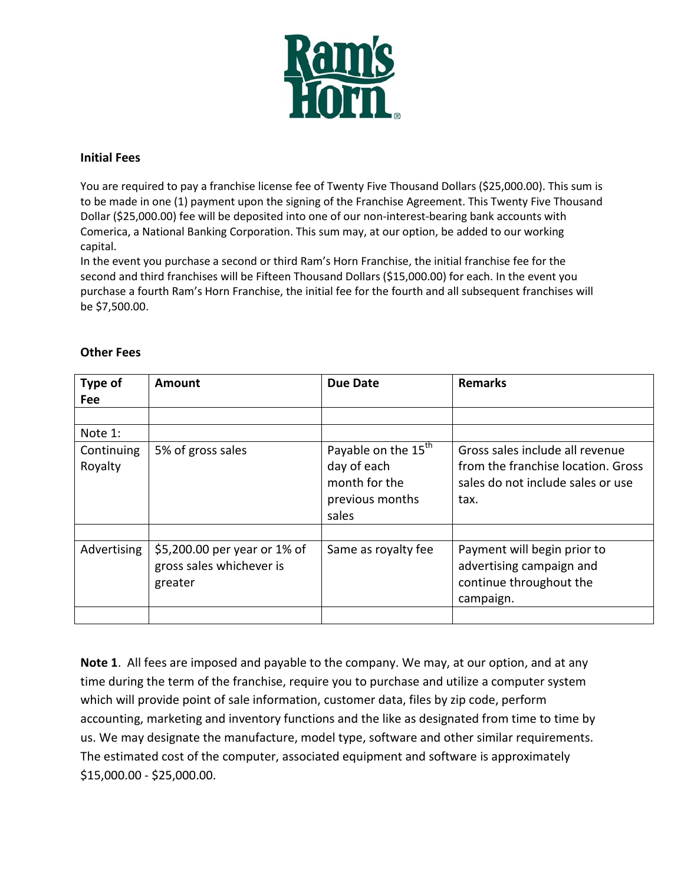Ram's Horn®

**Initial Fees**

You are required to pay a franchise license fee of Twenty Five Thousand Dollars ($25,000.00). This sum is to be made in one (1) payment upon the signing of the Franchise Agreement. This Twenty Five Thousand Dollar ($25,000.00) fee will be deposited into one of our non-interest-bearing bank accounts with Comerica, a National Banking Corporation. This sum may, at our option, be added to our working capital.

In the event you purchase a second or third Ram's Horn Franchise, the initial franchise fee for the second and third franchises will be Fifteen Thousand Dollars ($15,000.00) for each. In the event you purchase a fourth Ram's Horn Franchise, the initial fee for the fourth and all subsequent franchises will be $7,500.00.

**Other Fees**

| Type of Fee | Amount | Due Date | Remarks |
|---|---|---|---|
| | | | |
| Note 1: | | | |
| Continuing Royalty | 5% of gross sales | Payable on the 15th day of each month for the previous months sales | Gross sales include all revenue from the franchise location. Gross sales do not include sales or use tax. |
| | | | |
| Advertising | $5,200.00 per year or 1% of gross sales whichever is greater | Same as royalty fee | Payment will begin prior to advertising campaign and continue throughout the campaign. |
| | | | |

**Note 1**. All fees are imposed and payable to the company. We may, at our option, and at any time during the term of the franchise, require you to purchase and utilize a computer system which will provide point of sale information, customer data, files by zip code, perform accounting, marketing and inventory functions and the like as designated from time to time by us. We may designate the manufacture, model type, software and other similar requirements. The estimated cost of the computer, associated equipment and software is approximately $15,000.00 - $25,000.00.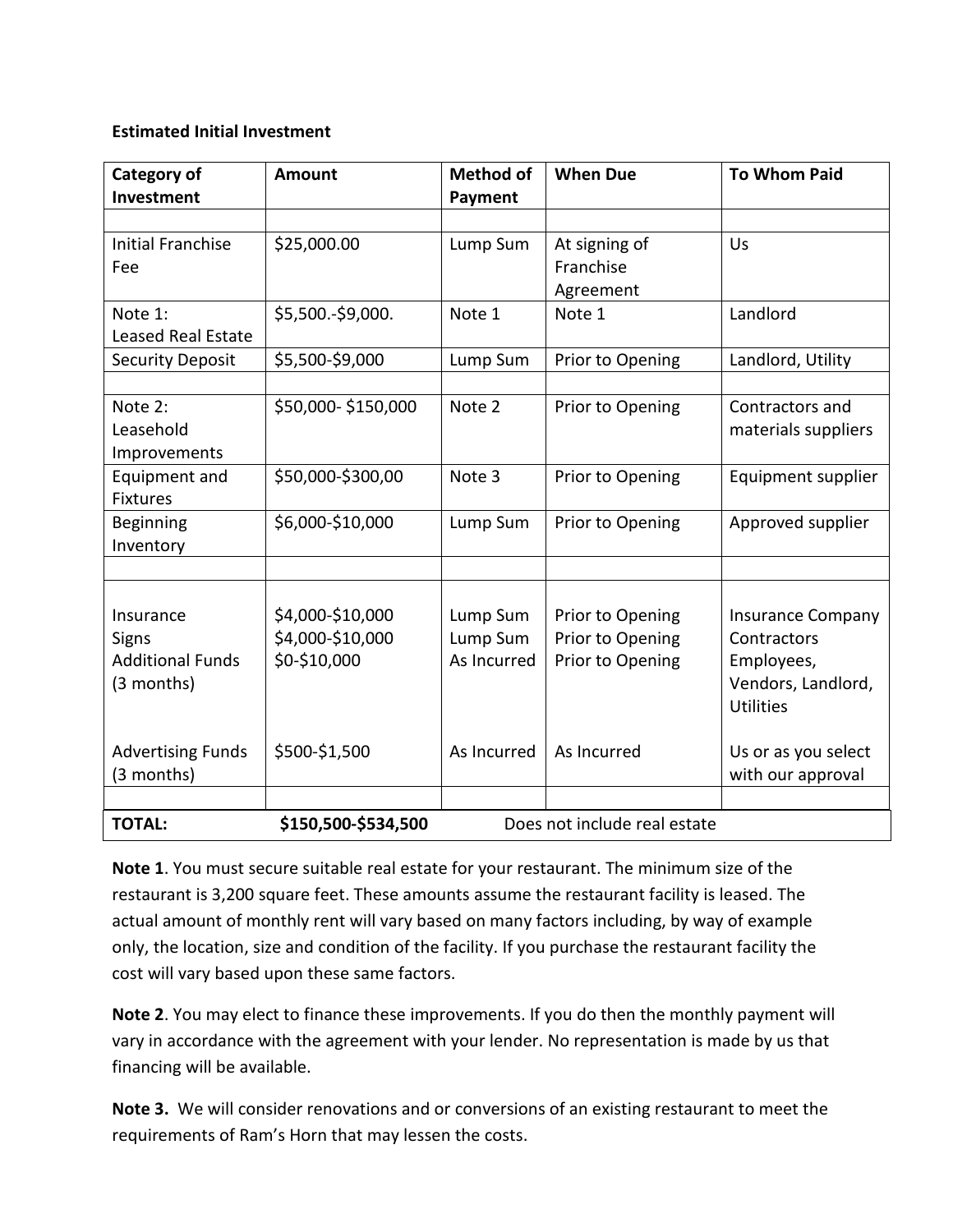**Estimated Initial Investment**

| Category of Investment | Amount | Method of Payment | When Due | To Whom Paid |
|---|---|---|---|---|
| | | | | |
| Initial Franchise Fee | $25,000.00 | Lump Sum | At signing of Franchise Agreement | Us |
| Note 1: Leased Real Estate | $5,500.-$9,000. | Note 1 | Note 1 | Landlord |
| Security Deposit | $5,500-$9,000 | Lump Sum | Prior to Opening | Landlord, Utility |
| | | | | |
| Note 2: Leasehold Improvements | $50,000- $150,000 | Note 2 | Prior to Opening | Contractors and materials suppliers |
| Equipment and Fixtures | $50,000-$300,00 | Note 3 | Prior to Opening | Equipment supplier |
| Beginning Inventory | $6,000-$10,000 | Lump Sum | Prior to Opening | Approved supplier |
| | | | | |
| Insurance<br>Signs<br>Additional Funds (3 months) | $4,000-$10,000<br>$4,000-$10,000<br>$0-$10,000 | Lump Sum<br>Lump Sum<br>As Incurred | Prior to Opening<br>Prior to Opening<br>Prior to Opening | Insurance Company<br>Contractors<br>Employees, Vendors, Landlord, Utilities |
| Advertising Funds (3 months) | $500-$1,500 | As Incurred | As Incurred | Us or as you select with our approval |
| | | | | |
| **TOTAL:** | **$150,500-$534,500** | Does not include real estate | | |

**Note 1**. You must secure suitable real estate for your restaurant. The minimum size of the restaurant is 3,200 square feet. These amounts assume the restaurant facility is leased. The actual amount of monthly rent will vary based on many factors including, by way of example only, the location, size and condition of the facility. If you purchase the restaurant facility the cost will vary based upon these same factors.

**Note 2**. You may elect to finance these improvements. If you do then the monthly payment will vary in accordance with the agreement with your lender. No representation is made by us that financing will be available.

**Note 3.** We will consider renovations and or conversions of an existing restaurant to meet the requirements of Ram's Horn that may lessen the costs.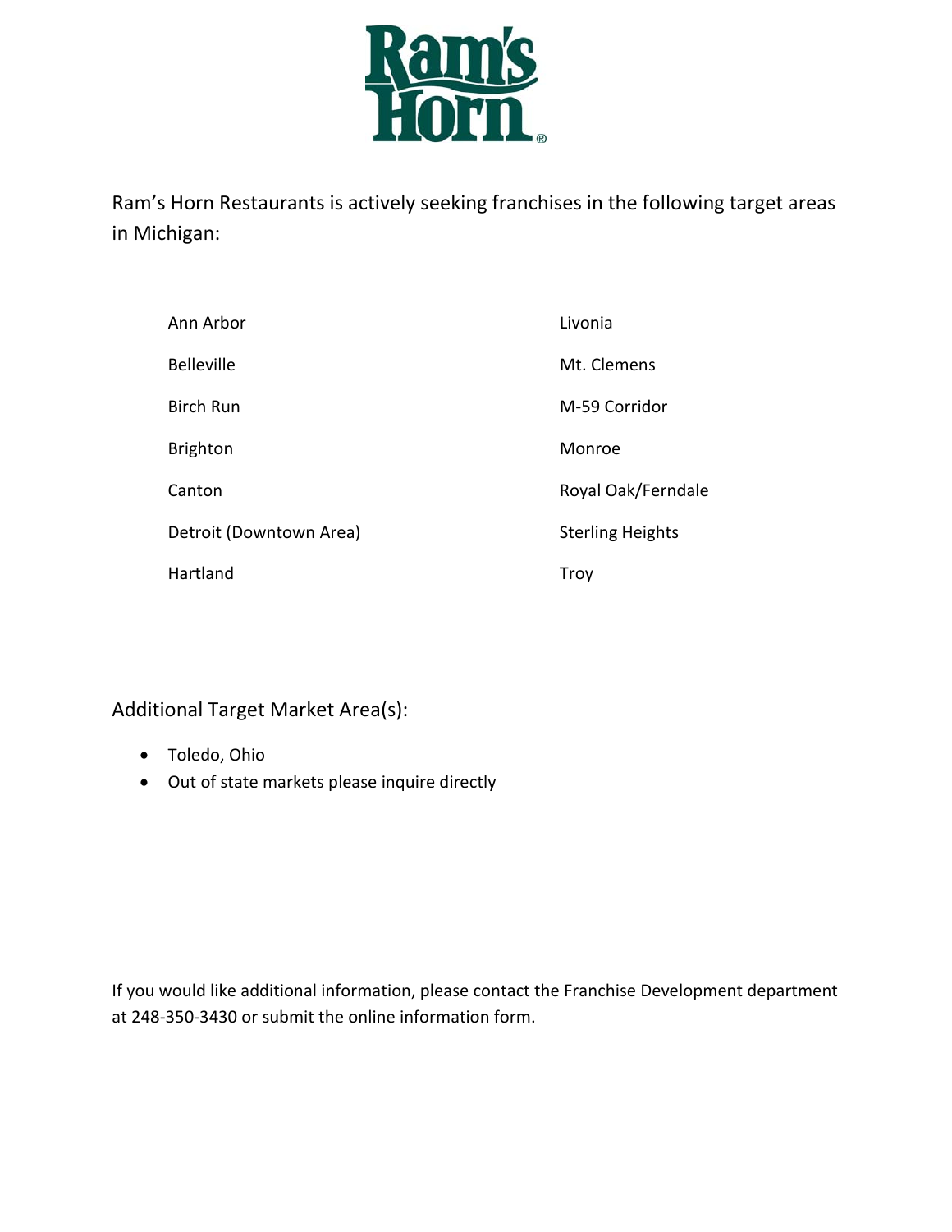# Ram's Horn

Ram's Horn Restaurants is actively seeking franchises in the following target areas in Michigan:

- Ann Arbor
- Belleville
- Birch Run
- Brighton
- Canton
- Detroit (Downtown Area)
- Hartland
- Livonia
- Mt. Clemens
- M-59 Corridor
- Monroe
- Royal Oak/Ferndale
- Sterling Heights
- Troy

Additional Target Market Area(s):

- Toledo, Ohio
- Out of state markets please inquire directly

If you would like additional information, please contact the Franchise Development department at 248-350-3430 or submit the online information form.